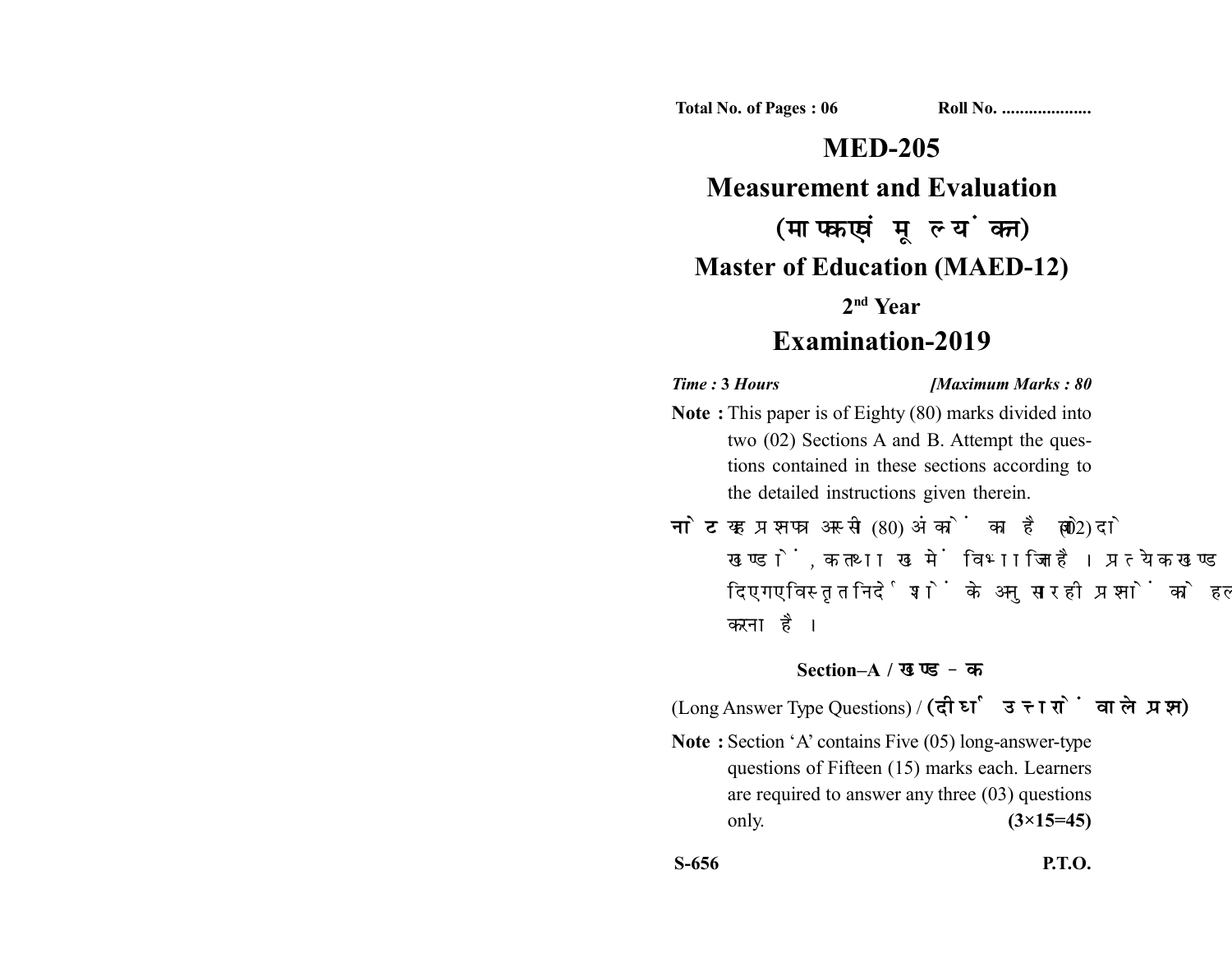Total No. of Pages : 06 Roll No. ...................

# MED-205

## Measurement and Evaluation

## (मापक एवं मूल्यांकन)

## Master of Education (MAED-12)

### 2nd Year

## Examination-2019

*Time :* **3 Hours** **[*Maximum Marks :* 80**

**Note :** This paper is of Eighty (80) marks divided into two (02) Sections A and B. Attempt the questions contained in these sections according to the detailed instructions given therein.

**नोट :** यह प्रश्नपत्र अस्सी (80) अंकों का है जो दो (02) खण्डों, क तथा ख में विभाजित है। प्रत्येक खण्ड में दिए गए विस्तृत निर्देशों के अनुसार ही प्रश्नों को हल करना है।

### Section–A / खण्ड–क

(Long Answer Type Questions) / **(दीर्घ उत्तरों वाले प्रश्न)**

**Note :** Section 'A' contains Five (05) long-answer-type questions of Fifteen (15) marks each. Learners are required to answer any three (03) questions only. **(3×15=45)**

S-656 P.T.O.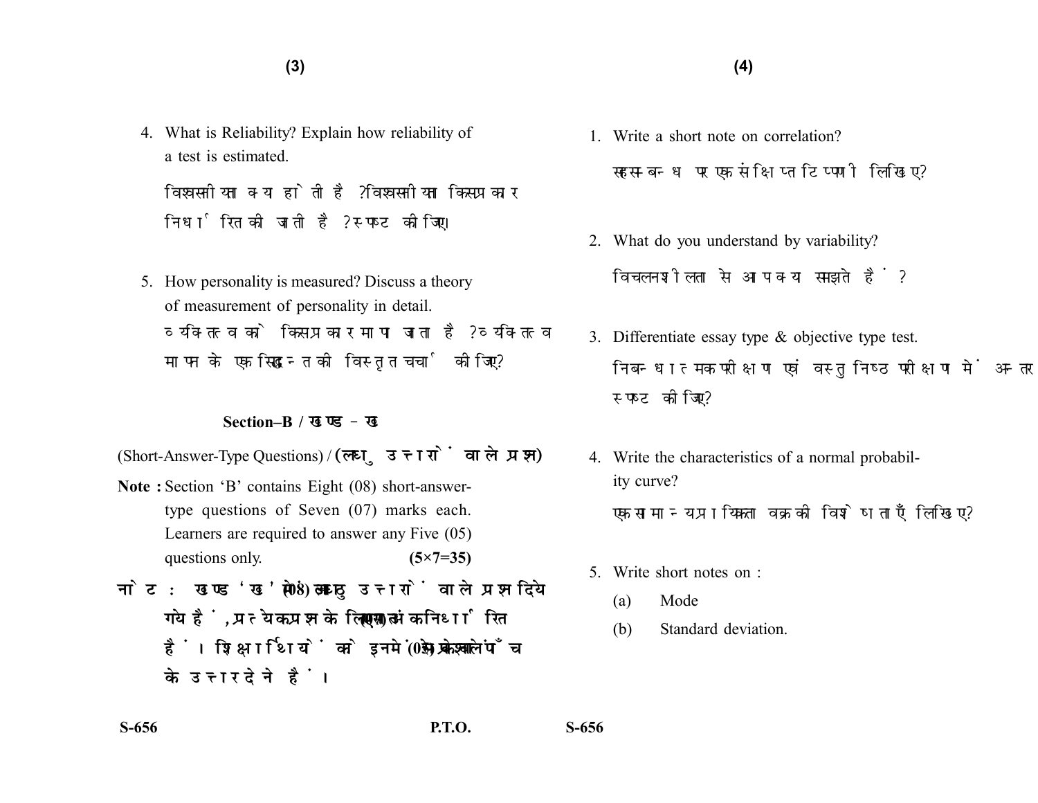4. What is Reliability? Explain how reliability of a test is estimated.

   विश्वसनीयता क्या होती है? विश्वसनीयता किस प्रकार निर्धारित की जाती है? स्पष्ट कीजिए।

5. How personality is measured? Discuss a theory of measurement of personality in detail.

   व्यक्तित्व को किस प्रकार मापा जाता है? व्यक्तित्व मापन के एक सिद्धान्त की विस्तृत चर्चा कीजिए?

## Section–B / खण्ड–ख

(Short-Answer-Type Questions) / (लघु उत्तरों वाले प्रश्न)

**Note :** Section 'B' contains Eight (08) short-answer-type questions of Seven (07) marks each. Learners are required to answer any Five (05) questions only. **(5×7=35)**

**नोट :** खण्ड 'ख' में आठ (08) लघु उत्तरों वाले प्रश्न दिये गये हैं, प्रत्येक प्रश्न के लिए सात (07) अंक निर्धारित हैं। शिक्षार्थियों को इनमें से केवल पाँच (05) प्रश्नों के उत्तर देने हैं।

1. Write a short note on correlation?

   सहसम्बन्ध पर एक संक्षिप्त टिप्पणी लिखिए?

2. What do you understand by variability?

   विचलनशीलता से आप क्या समझते हैं?

3. Differentiate essay type & objective type test.

   निबन्धात्मक परीक्षण एवं वस्तुनिष्ठ परीक्षण में अन्तर स्पष्ट कीजिए?

4. Write the characteristics of a normal probability curve?

   एक सामान्य प्रायिकता वक्र की विशेषताएँ लिखिए?

5. Write short notes on :

   (a) Mode

   (b) Standard deviation.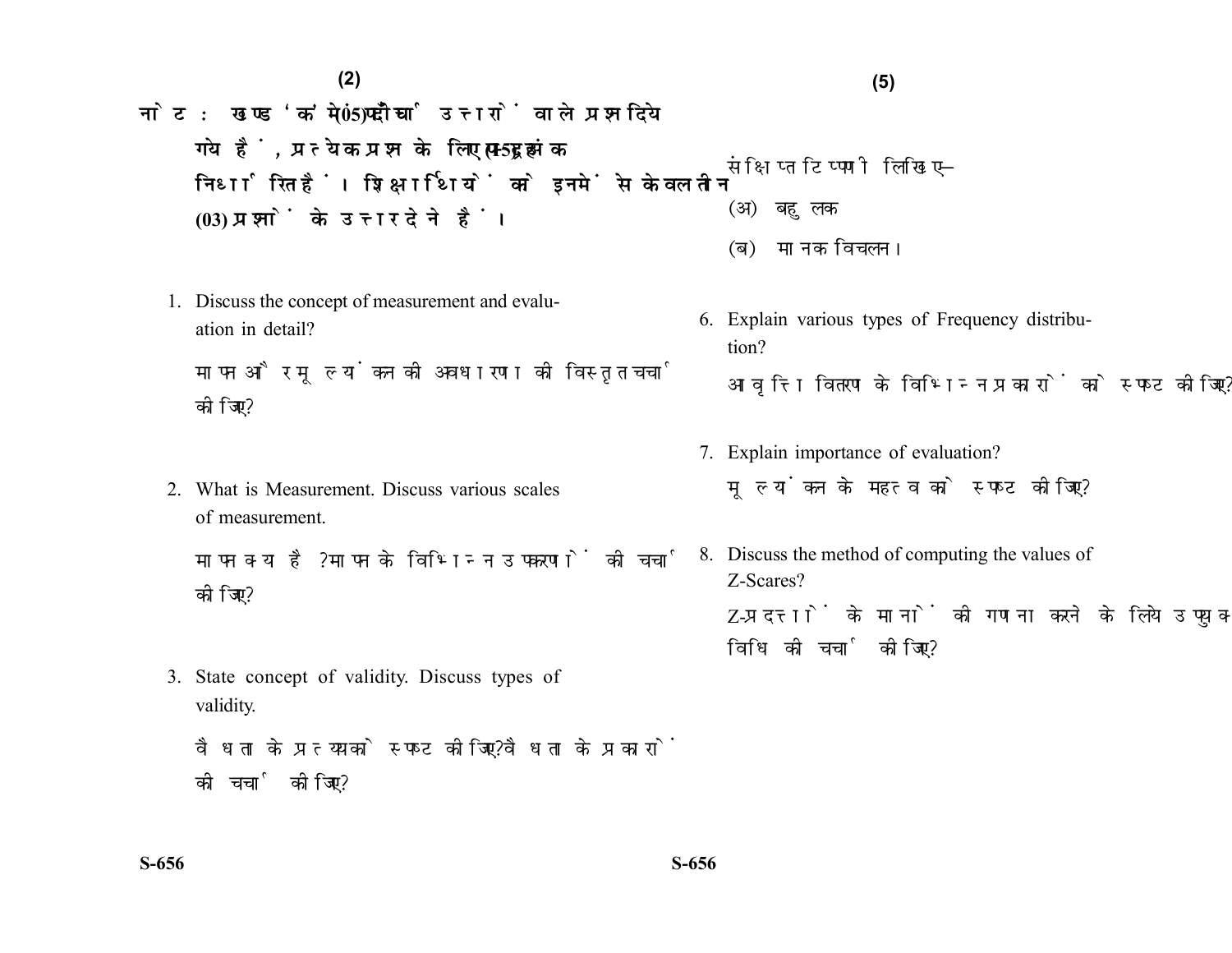नोट : खण्ड 'क' में (05) पाँच दीर्घ उत्तरों वाले प्रश्न दिये गये हैं, प्रत्येक प्रश्न के लिए (15) अंक निर्धारित हैं। शिक्षार्थियों को इनमें से केवल तीन (03) प्रश्नों के उत्तर देने हैं।

1. Discuss the concept of measurement and evaluation in detail?

   मापन और मूल्यांकन की अवधारणा की विस्तृत चर्चा कीजिए?

2. What is Measurement. Discuss various scales of measurement.

   मापन क्या है? मापन के विभिन्न उपकरणों की चर्चा कीजिए?

3. State concept of validity. Discuss types of validity.

   वैधता के प्रत्यय को स्पष्ट कीजिए? वैधता के प्रकारों की चर्चा कीजिए?

संक्षिप्त टिप्पणी लिखिए–

(अ) बहुलक

(ब) मानक विचलन।

6. Explain various types of Frequency distribution?

   आवृत्ति वितरण के विभिन्न प्रकारों को स्पष्ट कीजिए?

7. Explain importance of evaluation?

   मूल्यांकन के महत्व को स्पष्ट कीजिए?

8. Discuss the method of computing the values of Z-Scares?

   Z-प्रदत्तों के मानों की गणना करने के लिये उपयुक्त विधि की चर्चा कीजिए?